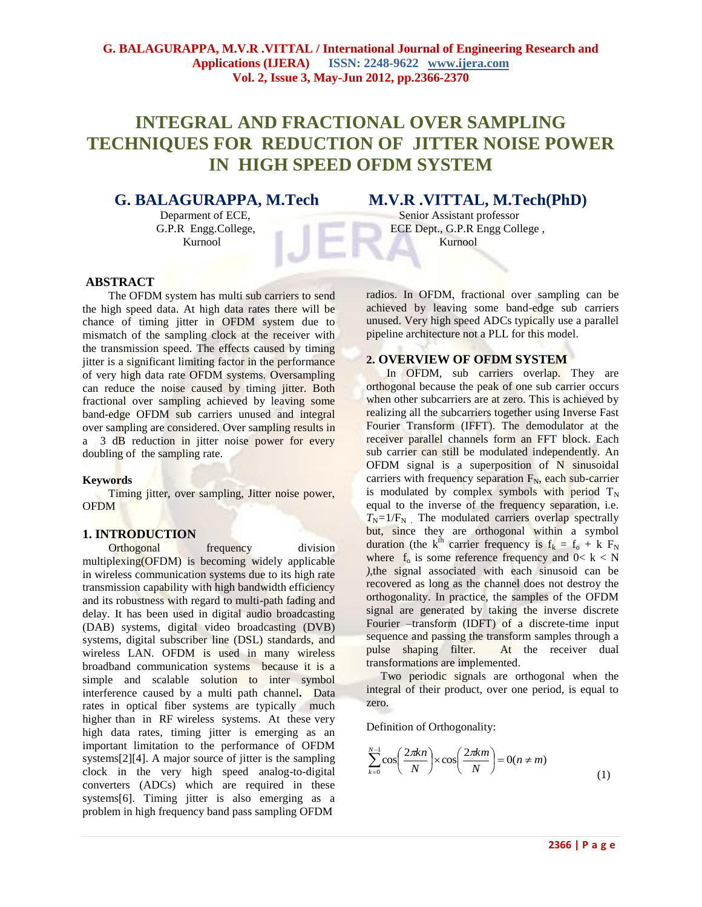# INTEGRAL AND FRACTIONAL OVER SAMPLING TECHNIQUES FOR REDUCTION OF JITTER NOISE POWER IN HIGH SPEED OFDM SYSTEM

**G. BALAGURAPPA, M.Tech**
Deparment of ECE,
G.P.R Engg.College,
Kurnool

**M.V.R .VITTAL, M.Tech(PhD)**
Senior Assistant professor
ECE Dept., G.P.R Engg College ,
Kurnool

## ABSTRACT

The OFDM system has multi sub carriers to send the high speed data. At high data rates there will be chance of timing jitter in OFDM system due to mismatch of the sampling clock at the receiver with the transmission speed. The effects caused by timing jitter is a significant limiting factor in the performance of very high data rate OFDM systems. Oversampling can reduce the noise caused by timing jitter. Both fractional over sampling achieved by leaving some band-edge OFDM sub carriers unused and integral over sampling are considered. Over sampling results in a 3 dB reduction in jitter noise power for every doubling of the sampling rate.

**Keywords**

Timing jitter, over sampling, Jitter noise power, OFDM

## 1. INTRODUCTION

Orthogonal frequency division multiplexing(OFDM) is becoming widely applicable in wireless communication systems due to its high rate transmission capability with high bandwidth efficiency and its robustness with regard to multi-path fading and delay. It has been used in digital audio broadcasting (DAB) systems, digital video broadcasting (DVB) systems, digital subscriber line (DSL) standards, and wireless LAN. OFDM is used in many wireless broadband communication systems because it is a simple and scalable solution to inter symbol interference caused by a multi path channel**.** Data rates in optical fiber systems are typically much higher than in RF wireless systems. At these very high data rates, timing jitter is emerging as an important limitation to the performance of OFDM systems[2][4]. A major source of jitter is the sampling clock in the very high speed analog-to-digital converters (ADCs) which are required in these systems[6]. Timing jitter is also emerging as a problem in high frequency band pass sampling OFDM radios. In OFDM, fractional over sampling can be achieved by leaving some band-edge sub carriers unused. Very high speed ADCs typically use a parallel pipeline architecture not a PLL for this model.

## 2. OVERVIEW OF OFDM SYSTEM

In OFDM, sub carriers overlap. They are orthogonal because the peak of one sub carrier occurs when other subcarriers are at zero. This is achieved by realizing all the subcarriers together using Inverse Fast Fourier Transform (IFFT). The demodulator at the receiver parallel channels form an FFT block. Each sub carrier can still be modulated independently. An OFDM signal is a superposition of N sinusoidal carriers with frequency separation $F_N$, each sub-carrier is modulated by complex symbols with period $T_N$ equal to the inverse of the frequency separation, i.e. $T_N=1/F_N$ . The modulated carriers overlap spectrally but, since they are orthogonal within a symbol duration (the k[th] carrier frequency is $f_k = f_o + k\,F_N$ where $f_o$ is some reference frequency and $0< k < N$ ),the signal associated with each sinusoid can be recovered as long as the channel does not destroy the orthogonality. In practice, the samples of the OFDM signal are generated by taking the inverse discrete Fourier –transform (IDFT) of a discrete-time input sequence and passing the transform samples through a pulse shaping filter. At the receiver dual transformations are implemented.

Two periodic signals are orthogonal when the integral of their product, over one period, is equal to zero.

Definition of Orthogonality:

$$\sum_{k=0}^{N-1}\cos\left(\frac{2\pi kn}{N}\right)\times\cos\left(\frac{2\pi km}{N}\right)=0(n\neq m) \tag{1}$$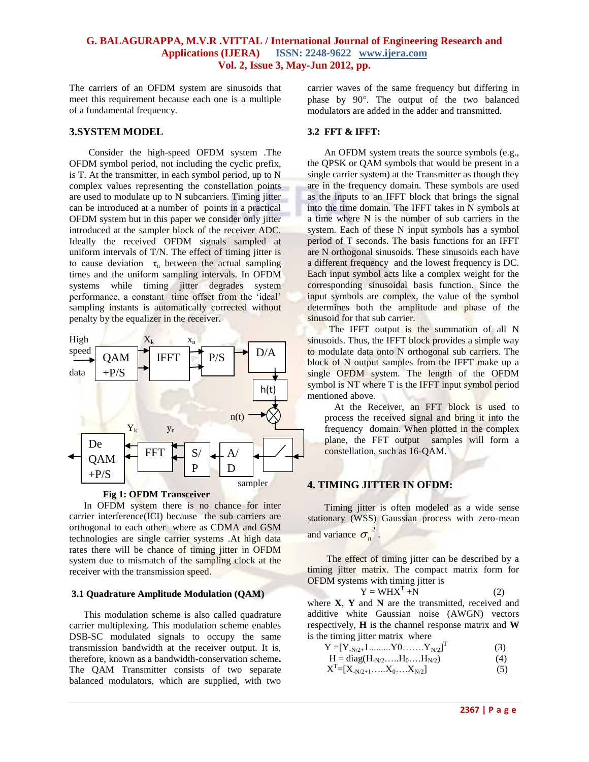The carriers of an OFDM system are sinusoids that meet this requirement because each one is a multiple of a fundamental frequency.

## 3.SYSTEM MODEL

Consider the high-speed OFDM system .The OFDM symbol period, not including the cyclic prefix, is T. At the transmitter, in each symbol period, up to N complex values representing the constellation points are used to modulate up to N subcarriers. Timing jitter can be introduced at a number of points in a practical OFDM system but in this paper we consider only jitter introduced at the sampler block of the receiver ADC. Ideally the received OFDM signals sampled at uniform intervals of T/N. The effect of timing jitter is to cause deviation $\tau_n$ between the actual sampling times and the uniform sampling intervals. In OFDM systems while timing jitter degrades system performance, a constant time offset from the 'ideal' sampling instants is automatically corrected without penalty by the equalizer in the receiver.

**Fig 1: OFDM Transceiver**

In OFDM system there is no chance for inter carrier interference(ICI) because the sub carriers are orthogonal to each other where as CDMA and GSM technologies are single carrier systems .At high data rates there will be chance of timing jitter in OFDM system due to mismatch of the sampling clock at the receiver with the transmission speed.

### 3.1 Quadrature Amplitude Modulation (QAM)

This modulation scheme is also called quadrature carrier multiplexing. This modulation scheme enables DSB-SC modulated signals to occupy the same transmission bandwidth at the receiver output. It is, therefore, known as a bandwidth-conservation scheme**.** The QAM Transmitter consists of two separate balanced modulators, which are supplied, with two carrier waves of the same frequency but differing in phase by 90°. The output of the two balanced modulators are added in the adder and transmitted.

### 3.2 FFT & IFFT:

An OFDM system treats the source symbols (e.g., the QPSK or QAM symbols that would be present in a single carrier system) at the Transmitter as though they are in the frequency domain. These symbols are used as the inputs to an IFFT block that brings the signal into the time domain. The IFFT takes in N symbols at a time where N is the number of sub carriers in the system. Each of these N input symbols has a symbol period of T seconds. The basis functions for an IFFT are N orthogonal sinusoids. These sinusoids each have a different frequency and the lowest frequency is DC. Each input symbol acts like a complex weight for the corresponding sinusoidal basis function. Since the input symbols are complex, the value of the symbol determines both the amplitude and phase of the sinusoid for that sub carrier.

The IFFT output is the summation of all N sinusoids. Thus, the IFFT block provides a simple way to modulate data onto N orthogonal sub carriers. The block of N output samples from the IFFT make up a single OFDM system. The length of the OFDM symbol is NT where T is the IFFT input symbol period mentioned above.

At the Receiver, an FFT block is used to process the received signal and bring it into the frequency domain. When plotted in the complex plane, the FFT output samples will form a constellation, such as 16-QAM.

## 4. TIMING JITTER IN OFDM:

Timing jitter is often modeled as a wide sense stationary (WSS) Gaussian process with zero-mean and variance $\sigma_n^{\,2}$.

The effect of timing jitter can be described by a timing jitter matrix. The compact matrix form for OFDM systems with timing jitter is

$$Y = WHX^T + N \qquad (2)$$

where **X**, **Y** and **N** are the transmitted, received and additive white Gaussian noise (AWGN) vectors respectively, **H** is the channel response matrix and **W** is the timing jitter matrix where

$$Y = [Y_{-N/2+1} \ldots\ldots Y0 \ldots\ldots Y_{N/2}]^T \qquad (3)$$

$$H = \mathrm{diag}(H_{-N/2} \ldots\ldots H_0 \ldots\ldots H_{N/2}) \qquad (4)$$

$$X^T = [X_{-N/2+1} \ldots\ldots X_0 \ldots\ldots X_{N/2}] \qquad (5)$$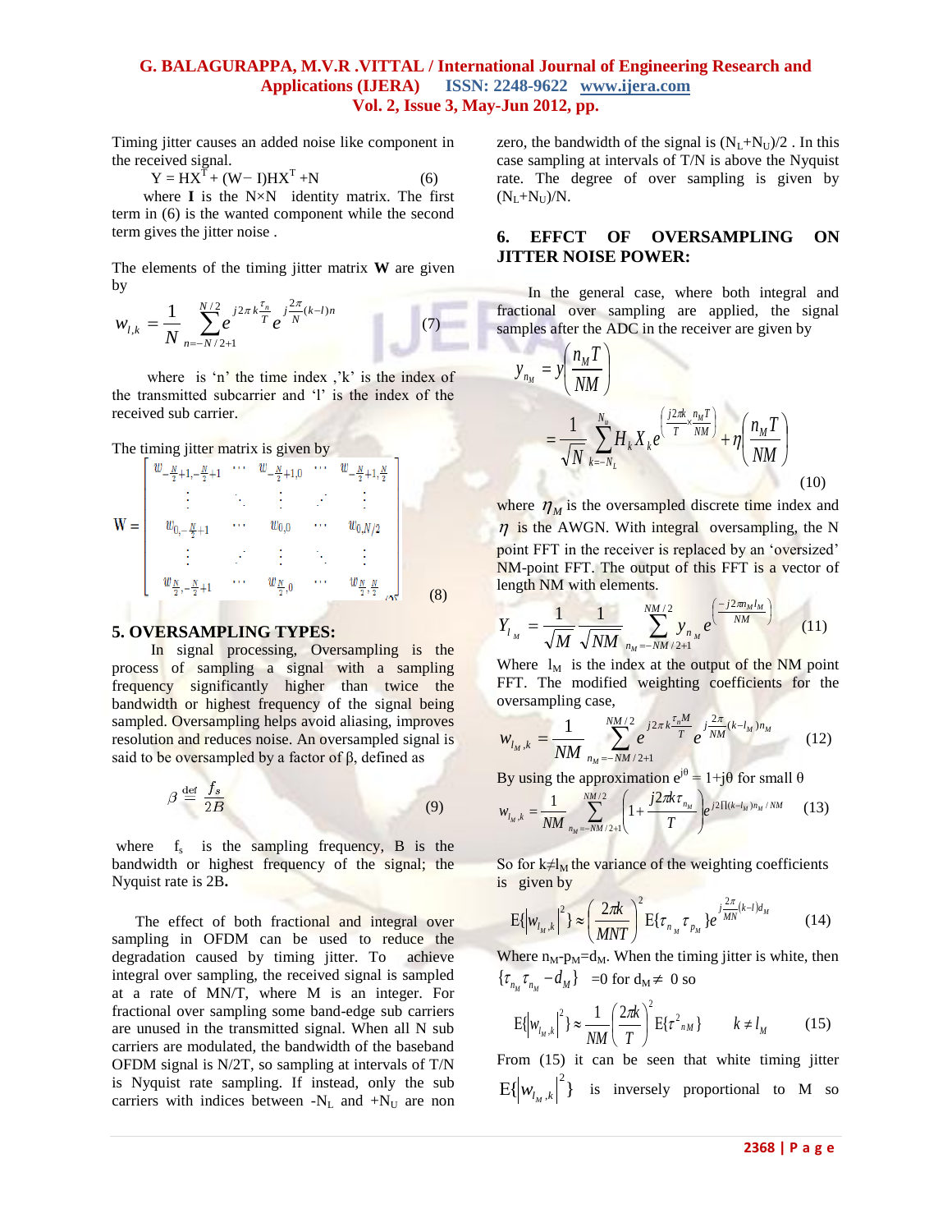Timing jitter causes an added noise like component in the received signal.

$$Y = HX^{T} + (W - I)HX^{T} + N \qquad (6)$$

where **I** is the N×N identity matrix. The first term in (6) is the wanted component while the second term gives the jitter noise .

The elements of the timing jitter matrix **W** are given by

$$w_{l,k} = \frac{1}{N}\sum_{n=-N/2+1}^{N/2} e^{j2\pi k\frac{\tau_n}{T}} e^{j\frac{2\pi}{N}(k-l)n} \qquad (7)$$

where is 'n' the time index ,'k' is the index of the transmitted subcarrier and 'l' is the index of the received sub carrier.

The timing jitter matrix is given by

$$W = \begin{bmatrix} w_{-\frac{N}{2}+1,-\frac{N}{2}+1} & \cdots & w_{-\frac{N}{2}+1,0} & \cdots & w_{-\frac{N}{2}+1,\frac{N}{2}} \\ \vdots & \ddots & \vdots & \cdot^{\cdot^{\cdot}} & \vdots \\ w_{0,-\frac{N}{2}+1} & \cdots & w_{0,0} & \cdots & w_{0,N/2} \\ \vdots & \cdot^{\cdot^{\cdot}} & \vdots & \ddots & \vdots \\ w_{\frac{N}{2},-\frac{N}{2}+1} & \cdots & w_{\frac{N}{2},0} & \cdots & w_{\frac{N}{2},\frac{N}{2}} \end{bmatrix} \qquad (8)$$

## 5. OVERSAMPLING TYPES:

In signal processing, Oversampling is the process of sampling a signal with a sampling frequency significantly higher than twice the bandwidth or highest frequency of the signal being sampled. Oversampling helps avoid aliasing, improves resolution and reduces noise. An oversampled signal is said to be oversampled by a factor of β, defined as

$$\beta \stackrel{\text{def}}{=} \frac{f_s}{2B} \qquad (9)$$

where $f_s$ is the sampling frequency, B is the bandwidth or highest frequency of the signal; the Nyquist rate is 2B**.**

The effect of both fractional and integral over sampling in OFDM can be used to reduce the degradation caused by timing jitter. To achieve integral over sampling, the received signal is sampled at a rate of MN/T, where M is an integer. For fractional over sampling some band-edge sub carriers are unused in the transmitted signal. When all N sub carriers are modulated, the bandwidth of the baseband OFDM signal is N/2T, so sampling at intervals of T/N is Nyquist rate sampling. If instead, only the sub carriers with indices between $-N_L$ and $+N_U$ are non zero, the bandwidth of the signal is $(N_L+N_U)/2$ . In this case sampling at intervals of T/N is above the Nyquist rate. The degree of over sampling is given by $(N_L+N_U)/N$.

## 6. EFFCT OF OVERSAMPLING ON JITTER NOISE POWER:

In the general case, where both integral and fractional over sampling are applied, the signal samples after the ADC in the receiver are given by

$$y_{n_M} = y\left(\frac{n_M T}{NM}\right) = \frac{1}{\sqrt{N}}\sum_{k=-N_L}^{N_u} H_k X_k e^{\left(\frac{j2\pi k}{T}\times\frac{n_M T}{NM}\right)} + \eta\left(\frac{n_M T}{NM}\right) \qquad (10)$$

where $\eta_M$ is the oversampled discrete time index and $\eta$ is the AWGN. With integral oversampling, the N point FFT in the receiver is replaced by an 'oversized' NM-point FFT. The output of this FFT is a vector of length NM with elements.

$$Y_{l_M} = \frac{1}{\sqrt{M}}\frac{1}{\sqrt{NM}}\sum_{n_M=-NM/2+1}^{NM/2} y_{n_M} e^{\left(\frac{-j2\pi n_M l_M}{NM}\right)} \qquad (11)$$

Where $l_M$ is the index at the output of the NM point FFT. The modified weighting coefficients for the oversampling case,

$$w_{l_M,k} = \frac{1}{NM}\sum_{n_M=-NM/2+1}^{NM/2} e^{j2\pi k\frac{\tau_n M}{T}} e^{j\frac{2\pi}{NM}(k-l_M)n_M} \qquad (12)$$

By using the approximation $e^{j\theta} = 1+j\theta$ for small θ

$$w_{l_M,k} = \frac{1}{NM}\sum_{n_M=-NM/2+1}^{NM/2}\left(1+\frac{j2\pi k\tau_{n_M}}{T}\right)e^{j2\Pi(k-l_M)n_M/NM} \qquad (13)$$

So for $k \neq l_M$ the variance of the weighting coefficients is given by

$$E\{|w_{l_M,k}|^2\} \approx \left(\frac{2\pi k}{MNT}\right)^2 E\{\tau_{n_M}\tau_{p_M}\} e^{j\frac{2\pi}{MN}(k-l)d_M} \qquad (14)$$

Where $n_M - p_M = d_M$. When the timing jitter is white, then $\{\tau_{n_M}\tau_{n_M} - d_M\}$ =0 for $d_M \neq 0$ so

$$E\{|w_{l_M,k}|^2\} \approx \frac{1}{NM}\left(\frac{2\pi k}{T}\right)^2 E\{\tau^2_{nM}\} \qquad k \neq l_M \qquad (15)$$

From (15) it can be seen that white timing jitter $E\{|w_{l_M,k}|^2\}$ is inversely proportional to M so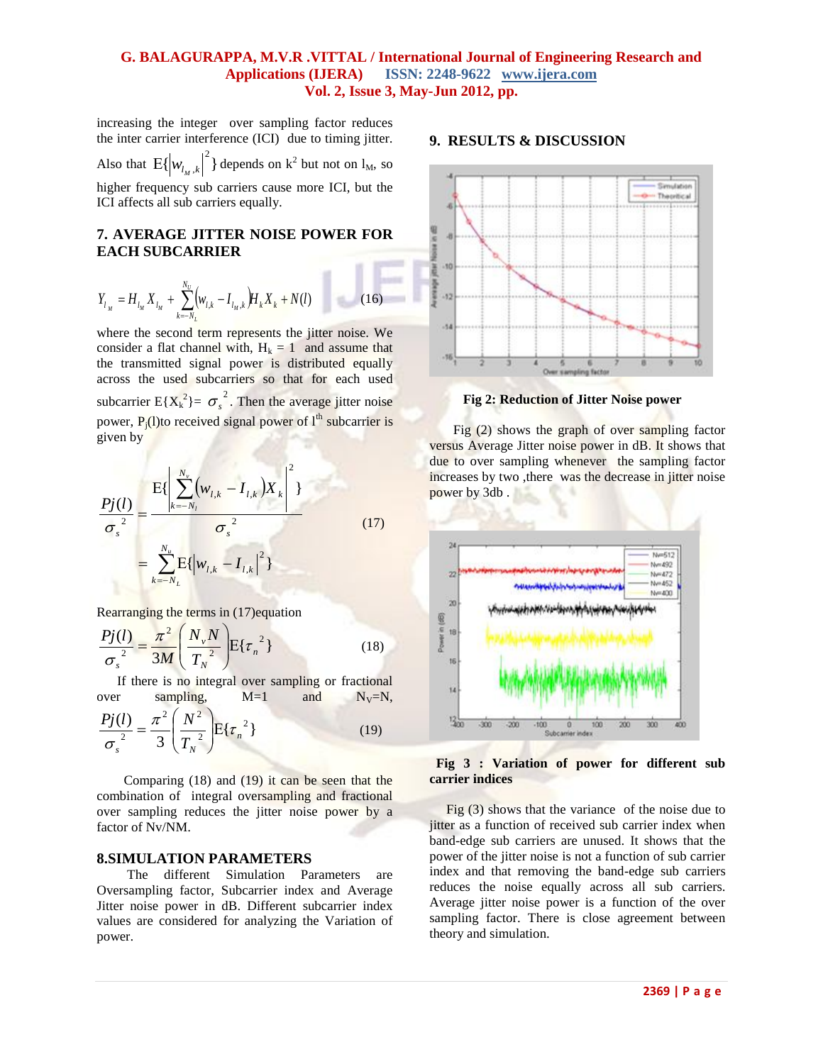increasing the integer over sampling factor reduces the inter carrier interference (ICI) due to timing jitter. Also that $E\{|w_{l_M,k}|^2\}$ depends on $k^2$ but not on $l_M$, so higher frequency sub carriers cause more ICI, but the ICI affects all sub carriers equally.

## 7. AVERAGE JITTER NOISE POWER FOR EACH SUBCARRIER

$$Y_{l_M} = H_{l_M} X_{l_M} + \sum_{k=-N_L}^{N_U} \left(w_{l,k} - I_{l_M,k}\right) H_k X_k + N(l) \qquad (16)$$

where the second term represents the jitter noise. We consider a flat channel with, $H_k = 1$ and assume that the transmitted signal power is distributed equally across the used subcarriers so that for each used subcarrier $E\{X_k^2\} = \sigma_s^2$. Then the average jitter noise power, $P_j(l)$ to received signal power of $l^{th}$ subcarrier is given by

$$\frac{Pj(l)}{\sigma_s^2} = \frac{E\{\left|\sum_{k=-N_l}^{N_v} \left(w_{l,k} - I_{l,k}\right) X_k\right|^2\}}{\sigma_s^2} \qquad (17)$$

$$= \sum_{k=-N_L}^{N_u} E\{\left|w_{l,k} - I_{l,k}\right|^2\}$$

Rearranging the terms in (17)equation

$$\frac{Pj(l)}{\sigma_s^2} = \frac{\pi^2}{3M}\left(\frac{N_v N}{T_N^2}\right) E\{\tau_n^2\} \qquad (18)$$

If there is no integral over sampling or fractional over sampling, M=1 and $N_V$=N,

$$\frac{Pj(l)}{\sigma_s^2} = \frac{\pi^2}{3}\left(\frac{N^2}{T_N^2}\right) E\{\tau_n^2\} \qquad (19)$$

Comparing (18) and (19) it can be seen that the combination of integral oversampling and fractional over sampling reduces the jitter noise power by a factor of Nv/NM.

## 8.SIMULATION PARAMETERS

The different Simulation Parameters are Oversampling factor, Subcarrier index and Average Jitter noise power in dB. Different subcarrier index values are considered for analyzing the Variation of power.

## 9. RESULTS & DISCUSSION

**Fig 2: Reduction of Jitter Noise power**

Fig (2) shows the graph of over sampling factor versus Average Jitter noise power in dB. It shows that due to over sampling whenever the sampling factor increases by two ,there was the decrease in jitter noise power by 3db .

**Fig 3 : Variation of power for different sub carrier indices**

Fig (3) shows that the variance of the noise due to jitter as a function of received sub carrier index when band-edge sub carriers are unused. It shows that the power of the jitter noise is not a function of sub carrier index and that removing the band-edge sub carriers reduces the noise equally across all sub carriers. Average jitter noise power is a function of the over sampling factor. There is close agreement between theory and simulation.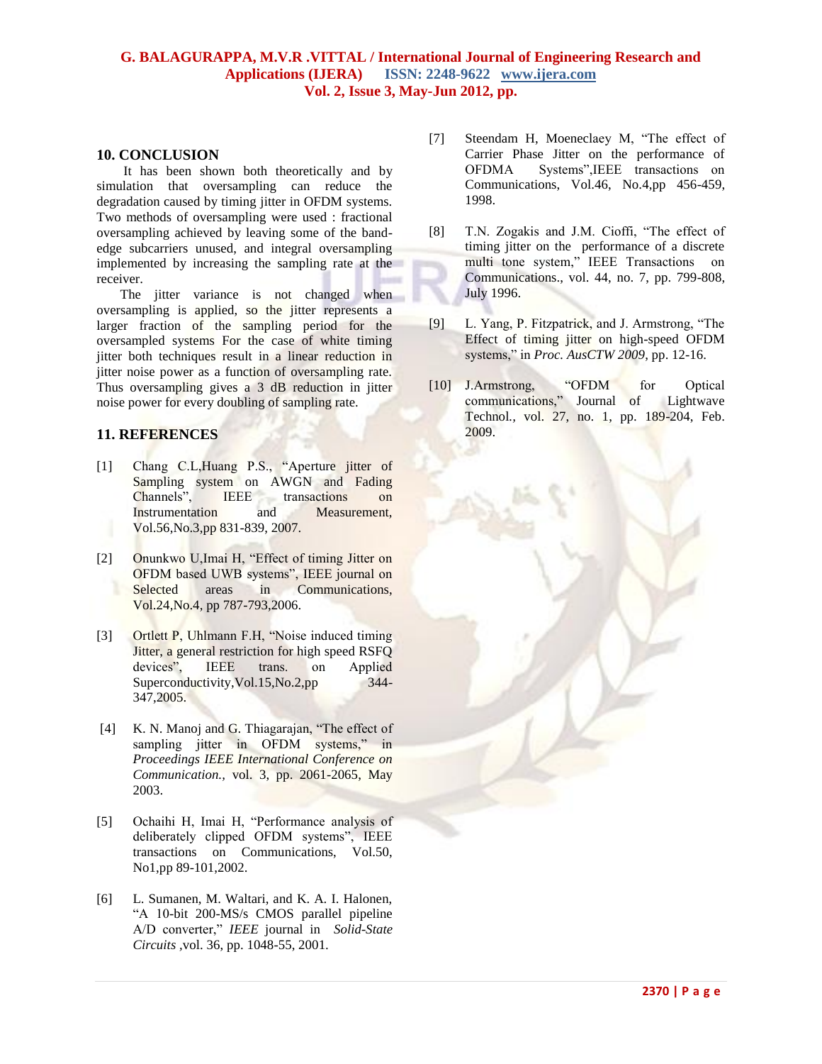## 10. CONCLUSION

It has been shown both theoretically and by simulation that oversampling can reduce the degradation caused by timing jitter in OFDM systems. Two methods of oversampling were used : fractional oversampling achieved by leaving some of the band-edge subcarriers unused, and integral oversampling implemented by increasing the sampling rate at the receiver.

The jitter variance is not changed when oversampling is applied, so the jitter represents a larger fraction of the sampling period for the oversampled systems For the case of white timing jitter both techniques result in a linear reduction in jitter noise power as a function of oversampling rate. Thus oversampling gives a 3 dB reduction in jitter noise power for every doubling of sampling rate.

## 11. REFERENCES

[1] Chang C.L,Huang P.S., "Aperture jitter of Sampling system on AWGN and Fading Channels", IEEE transactions on Instrumentation and Measurement, Vol.56,No.3,pp 831-839, 2007.

[2] Onunkwo U,Imai H, "Effect of timing Jitter on OFDM based UWB systems", IEEE journal on Selected areas in Communications, Vol.24,No.4, pp 787-793,2006.

[3] Ortlett P, Uhlmann F.H, "Noise induced timing Jitter, a general restriction for high speed RSFQ devices", IEEE trans. on Applied Superconductivity,Vol.15,No.2,pp 344-347,2005.

[4] K. N. Manoj and G. Thiagarajan, "The effect of sampling jitter in OFDM systems," in *Proceedings IEEE International Conference on Communication.*, vol. 3, pp. 2061-2065, May 2003.

[5] Ochaihi H, Imai H, "Performance analysis of deliberately clipped OFDM systems", IEEE transactions on Communications, Vol.50, No1,pp 89-101,2002.

[6] L. Sumanen, M. Waltari, and K. A. I. Halonen, "A 10-bit 200-MS/s CMOS parallel pipeline A/D converter," *IEEE* journal in *Solid-State Circuits* ,vol. 36, pp. 1048-55, 2001.

[7] Steendam H, Moeneclaey M, "The effect of Carrier Phase Jitter on the performance of OFDMA Systems",IEEE transactions on Communications, Vol.46, No.4,pp 456-459, 1998.

[8] T.N. Zogakis and J.M. Cioffi, "The effect of timing jitter on the performance of a discrete multi tone system," IEEE Transactions on Communications., vol. 44, no. 7, pp. 799-808, July 1996.

[9] L. Yang, P. Fitzpatrick, and J. Armstrong, "The Effect of timing jitter on high-speed OFDM systems," in *Proc. AusCTW 2009*, pp. 12-16.

[10] J.Armstrong, "OFDM for Optical communications," Journal of Lightwave Technol., vol. 27, no. 1, pp. 189-204, Feb. 2009.